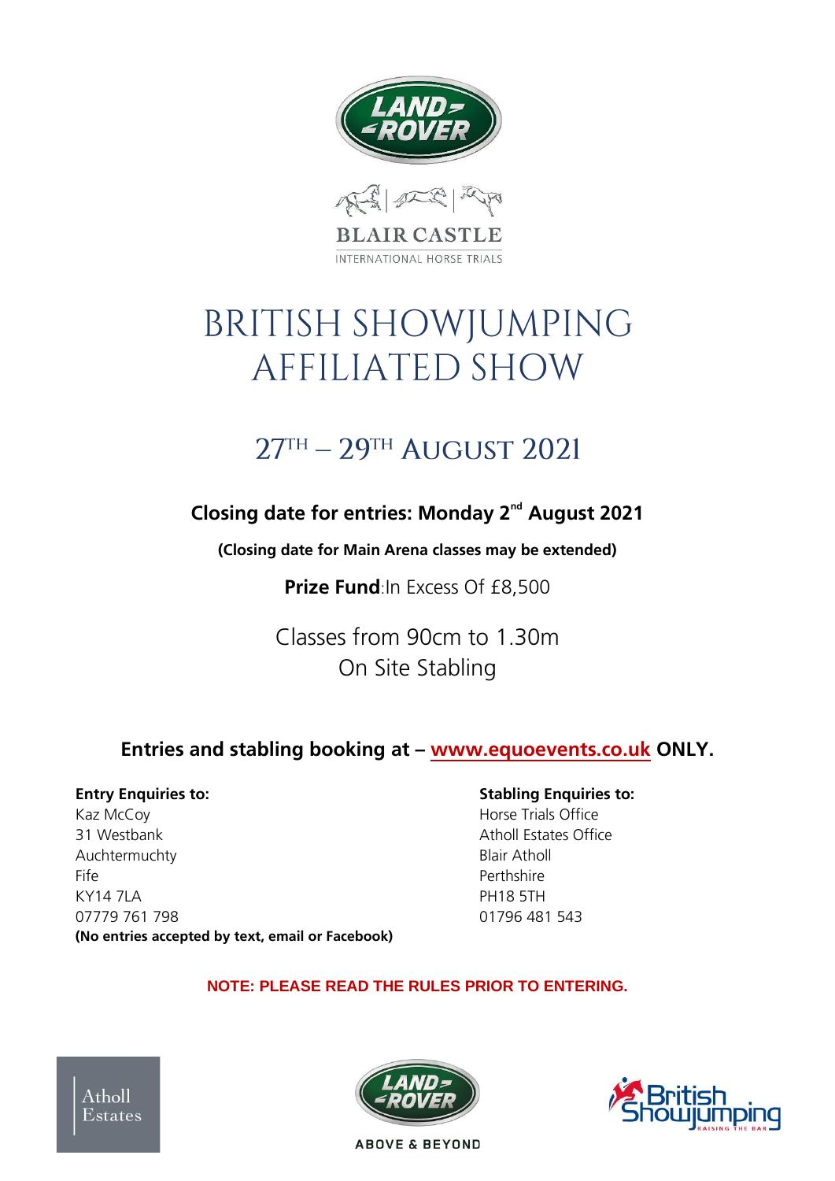BLAIR CASTLE

INTERNATIONAL HORSE TRIALS

# BRITISH SHOWJUMPING AFFILIATED SHOW

## 27TH – 29TH AUGUST 2021

**Closing date for entries: Monday 2nd August 2021**

**(Closing date for Main Arena classes may be extended)**

**Prize Fund**:In Excess Of £8,500

Classes from 90cm to 1.30m

On Site Stabling

**Entries and stabling booking at – www.equoevents.co.uk ONLY.**

**Entry Enquiries to:**
Kaz McCoy
31 Westbank
Auchtermuchty
Fife
KY14 7LA
07779 761 798
**(No entries accepted by text, email or Facebook)**

**Stabling Enquiries to:**
Horse Trials Office
Atholl Estates Office
Blair Atholl
Perthshire
PH18 5TH
01796 481 543

**NOTE: PLEASE READ THE RULES PRIOR TO ENTERING.**

Atholl Estates

ABOVE & BEYOND

British Showjumping RAISING THE BAR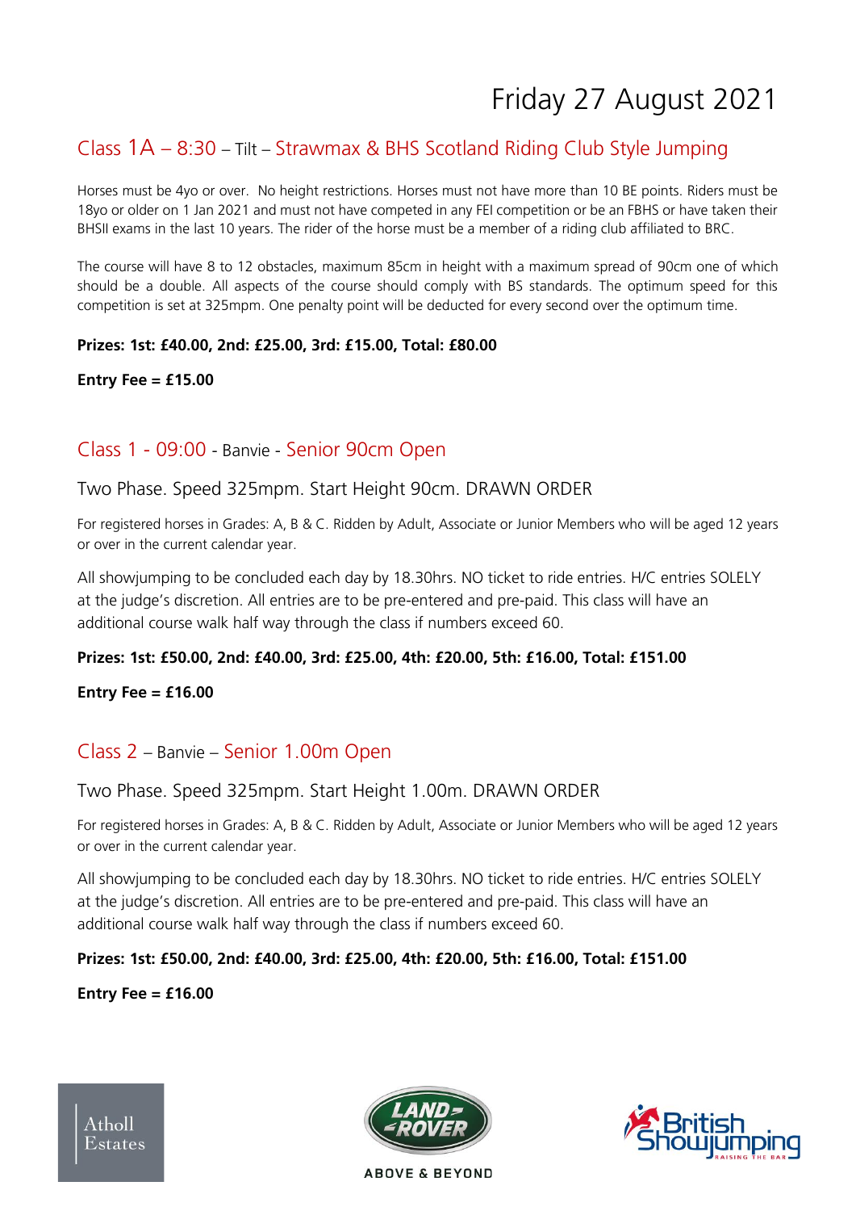# Friday 27 August 2021

## Class 1A – 8:30 – Tilt – Strawmax & BHS Scotland Riding Club Style Jumping

Horses must be 4yo or over. No height restrictions. Horses must not have more than 10 BE points. Riders must be 18yo or older on 1 Jan 2021 and must not have competed in any FEI competition or be an FBHS or have taken their BHSII exams in the last 10 years. The rider of the horse must be a member of a riding club affiliated to BRC.

The course will have 8 to 12 obstacles, maximum 85cm in height with a maximum spread of 90cm one of which should be a double. All aspects of the course should comply with BS standards. The optimum speed for this competition is set at 325mpm. One penalty point will be deducted for every second over the optimum time.

**Prizes: 1st: £40.00, 2nd: £25.00, 3rd: £15.00, Total: £80.00**

**Entry Fee = £15.00**

## Class 1 - 09:00 - Banvie - Senior 90cm Open

### Two Phase. Speed 325mpm. Start Height 90cm. DRAWN ORDER

For registered horses in Grades: A, B & C. Ridden by Adult, Associate or Junior Members who will be aged 12 years or over in the current calendar year.

All showjumping to be concluded each day by 18.30hrs. NO ticket to ride entries. H/C entries SOLELY at the judge's discretion. All entries are to be pre-entered and pre-paid. This class will have an additional course walk half way through the class if numbers exceed 60.

**Prizes: 1st: £50.00, 2nd: £40.00, 3rd: £25.00, 4th: £20.00, 5th: £16.00, Total: £151.00**

**Entry Fee = £16.00**

## Class 2 – Banvie – Senior 1.00m Open

### Two Phase. Speed 325mpm. Start Height 1.00m. DRAWN ORDER

For registered horses in Grades: A, B & C. Ridden by Adult, Associate or Junior Members who will be aged 12 years or over in the current calendar year.

All showjumping to be concluded each day by 18.30hrs. NO ticket to ride entries. H/C entries SOLELY at the judge's discretion. All entries are to be pre-entered and pre-paid. This class will have an additional course walk half way through the class if numbers exceed 60.

**Prizes: 1st: £50.00, 2nd: £40.00, 3rd: £25.00, 4th: £20.00, 5th: £16.00, Total: £151.00**

**Entry Fee = £16.00**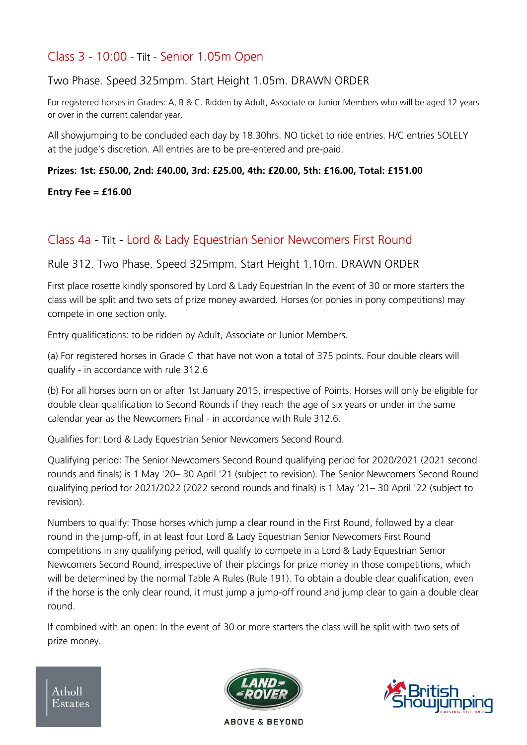## Class 3 - 10:00 - Tilt - Senior 1.05m Open

### Two Phase. Speed 325mpm. Start Height 1.05m. DRAWN ORDER

For registered horses in Grades: A, B & C. Ridden by Adult, Associate or Junior Members who will be aged 12 years or over in the current calendar year.

All showjumping to be concluded each day by 18.30hrs. NO ticket to ride entries. H/C entries SOLELY at the judge's discretion. All entries are to be pre-entered and pre-paid.

**Prizes: 1st: £50.00, 2nd: £40.00, 3rd: £25.00, 4th: £20.00, 5th: £16.00, Total: £151.00**

**Entry Fee = £16.00**

## Class 4a - Tilt - Lord & Lady Equestrian Senior Newcomers First Round

### Rule 312. Two Phase. Speed 325mpm. Start Height 1.10m. DRAWN ORDER

First place rosette kindly sponsored by Lord & Lady Equestrian In the event of 30 or more starters the class will be split and two sets of prize money awarded. Horses (or ponies in pony competitions) may compete in one section only.

Entry qualifications: to be ridden by Adult, Associate or Junior Members.

(a) For registered horses in Grade C that have not won a total of 375 points. Four double clears will qualify - in accordance with rule 312.6

(b) For all horses born on or after 1st January 2015, irrespective of Points. Horses will only be eligible for double clear qualification to Second Rounds if they reach the age of six years or under in the same calendar year as the Newcomers Final - in accordance with Rule 312.6.

Qualifies for: Lord & Lady Equestrian Senior Newcomers Second Round.

Qualifying period: The Senior Newcomers Second Round qualifying period for 2020/2021 (2021 second rounds and finals) is 1 May '20– 30 April '21 (subject to revision). The Senior Newcomers Second Round qualifying period for 2021/2022 (2022 second rounds and finals) is 1 May '21– 30 April '22 (subject to revision).

Numbers to qualify: Those horses which jump a clear round in the First Round, followed by a clear round in the jump-off, in at least four Lord & Lady Equestrian Senior Newcomers First Round competitions in any qualifying period, will qualify to compete in a Lord & Lady Equestrian Senior Newcomers Second Round, irrespective of their placings for prize money in those competitions, which will be determined by the normal Table A Rules (Rule 191). To obtain a double clear qualification, even if the horse is the only clear round, it must jump a jump-off round and jump clear to gain a double clear round.

If combined with an open: In the event of 30 or more starters the class will be split with two sets of prize money.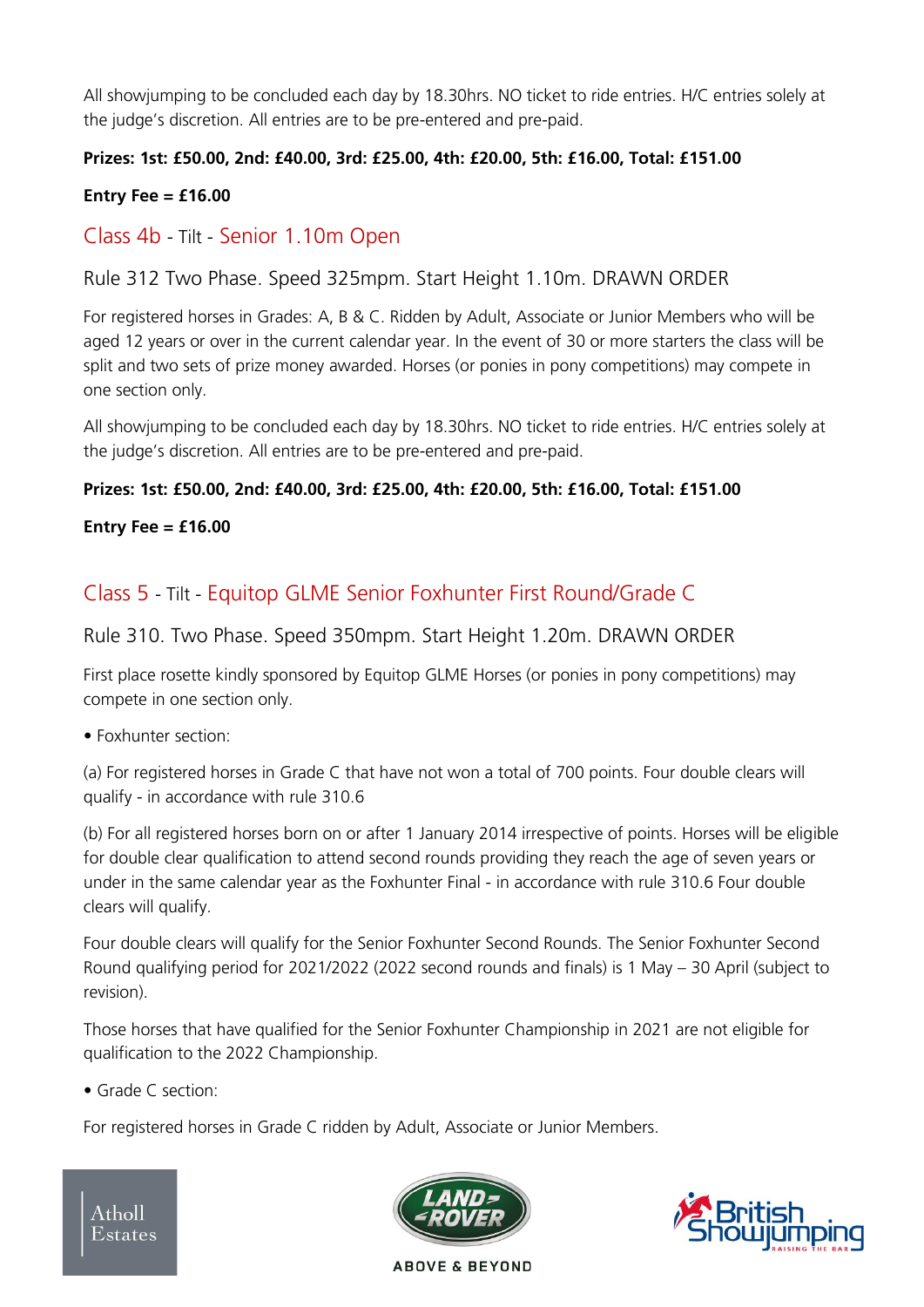All showjumping to be concluded each day by 18.30hrs. NO ticket to ride entries. H/C entries solely at the judge's discretion. All entries are to be pre-entered and pre-paid.

**Prizes: 1st: £50.00, 2nd: £40.00, 3rd: £25.00, 4th: £20.00, 5th: £16.00, Total: £151.00**

**Entry Fee = £16.00**

## Class 4b - Tilt - Senior 1.10m Open

### Rule 312 Two Phase. Speed 325mpm. Start Height 1.10m. DRAWN ORDER

For registered horses in Grades: A, B & C. Ridden by Adult, Associate or Junior Members who will be aged 12 years or over in the current calendar year. In the event of 30 or more starters the class will be split and two sets of prize money awarded. Horses (or ponies in pony competitions) may compete in one section only.

All showjumping to be concluded each day by 18.30hrs. NO ticket to ride entries. H/C entries solely at the judge's discretion. All entries are to be pre-entered and pre-paid.

**Prizes: 1st: £50.00, 2nd: £40.00, 3rd: £25.00, 4th: £20.00, 5th: £16.00, Total: £151.00**

**Entry Fee = £16.00**

## Class 5 - Tilt - Equitop GLME Senior Foxhunter First Round/Grade C

### Rule 310. Two Phase. Speed 350mpm. Start Height 1.20m. DRAWN ORDER

First place rosette kindly sponsored by Equitop GLME Horses (or ponies in pony competitions) may compete in one section only.

- Foxhunter section:

(a) For registered horses in Grade C that have not won a total of 700 points. Four double clears will qualify - in accordance with rule 310.6

(b) For all registered horses born on or after 1 January 2014 irrespective of points. Horses will be eligible for double clear qualification to attend second rounds providing they reach the age of seven years or under in the same calendar year as the Foxhunter Final - in accordance with rule 310.6 Four double clears will qualify.

Four double clears will qualify for the Senior Foxhunter Second Rounds. The Senior Foxhunter Second Round qualifying period for 2021/2022 (2022 second rounds and finals) is 1 May – 30 April (subject to revision).

Those horses that have qualified for the Senior Foxhunter Championship in 2021 are not eligible for qualification to the 2022 Championship.

- Grade C section:

For registered horses in Grade C ridden by Adult, Associate or Junior Members.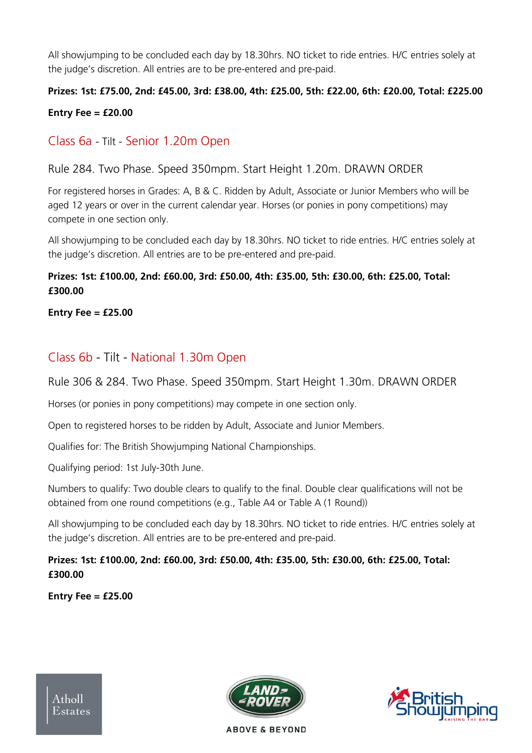All showjumping to be concluded each day by 18.30hrs. NO ticket to ride entries. H/C entries solely at the judge's discretion. All entries are to be pre-entered and pre-paid.

**Prizes: 1st: £75.00, 2nd: £45.00, 3rd: £38.00, 4th: £25.00, 5th: £22.00, 6th: £20.00, Total: £225.00**

**Entry Fee = £20.00**

## Class 6a - Tilt - Senior 1.20m Open

### Rule 284. Two Phase. Speed 350mpm. Start Height 1.20m. DRAWN ORDER

For registered horses in Grades: A, B & C. Ridden by Adult, Associate or Junior Members who will be aged 12 years or over in the current calendar year. Horses (or ponies in pony competitions) may compete in one section only.

All showjumping to be concluded each day by 18.30hrs. NO ticket to ride entries. H/C entries solely at the judge's discretion. All entries are to be pre-entered and pre-paid.

**Prizes: 1st: £100.00, 2nd: £60.00, 3rd: £50.00, 4th: £35.00, 5th: £30.00, 6th: £25.00, Total: £300.00**

**Entry Fee = £25.00**

## Class 6b - Tilt - National 1.30m Open

### Rule 306 & 284. Two Phase. Speed 350mpm. Start Height 1.30m. DRAWN ORDER

Horses (or ponies in pony competitions) may compete in one section only.

Open to registered horses to be ridden by Adult, Associate and Junior Members.

Qualifies for: The British Showjumping National Championships.

Qualifying period: 1st July-30th June.

Numbers to qualify: Two double clears to qualify to the final. Double clear qualifications will not be obtained from one round competitions (e.g., Table A4 or Table A (1 Round))

All showjumping to be concluded each day by 18.30hrs. NO ticket to ride entries. H/C entries solely at the judge's discretion. All entries are to be pre-entered and pre-paid.

**Prizes: 1st: £100.00, 2nd: £60.00, 3rd: £50.00, 4th: £35.00, 5th: £30.00, 6th: £25.00, Total: £300.00**

**Entry Fee = £25.00**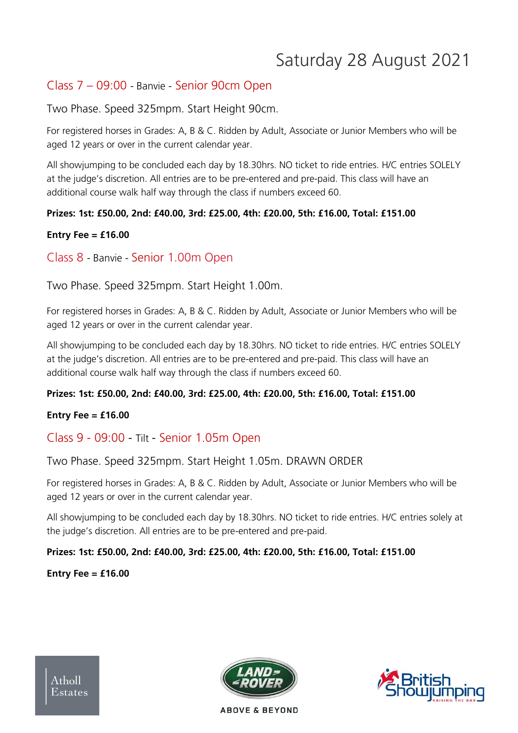# Saturday 28 August 2021

## Class 7 – 09:00 - Banvie - Senior 90cm Open

Two Phase. Speed 325mpm. Start Height 90cm.

For registered horses in Grades: A, B & C. Ridden by Adult, Associate or Junior Members who will be aged 12 years or over in the current calendar year.

All showjumping to be concluded each day by 18.30hrs. NO ticket to ride entries. H/C entries SOLELY at the judge's discretion. All entries are to be pre-entered and pre-paid. This class will have an additional course walk half way through the class if numbers exceed 60.

**Prizes: 1st: £50.00, 2nd: £40.00, 3rd: £25.00, 4th: £20.00, 5th: £16.00, Total: £151.00**

**Entry Fee = £16.00**

## Class 8 - Banvie - Senior 1.00m Open

Two Phase. Speed 325mpm. Start Height 1.00m.

For registered horses in Grades: A, B & C. Ridden by Adult, Associate or Junior Members who will be aged 12 years or over in the current calendar year.

All showjumping to be concluded each day by 18.30hrs. NO ticket to ride entries. H/C entries SOLELY at the judge's discretion. All entries are to be pre-entered and pre-paid. This class will have an additional course walk half way through the class if numbers exceed 60.

**Prizes: 1st: £50.00, 2nd: £40.00, 3rd: £25.00, 4th: £20.00, 5th: £16.00, Total: £151.00**

**Entry Fee = £16.00**

## Class 9 - 09:00 - Tilt - Senior 1.05m Open

Two Phase. Speed 325mpm. Start Height 1.05m. DRAWN ORDER

For registered horses in Grades: A, B & C. Ridden by Adult, Associate or Junior Members who will be aged 12 years or over in the current calendar year.

All showjumping to be concluded each day by 18.30hrs. NO ticket to ride entries. H/C entries solely at the judge's discretion. All entries are to be pre-entered and pre-paid.

**Prizes: 1st: £50.00, 2nd: £40.00, 3rd: £25.00, 4th: £20.00, 5th: £16.00, Total: £151.00**

**Entry Fee = £16.00**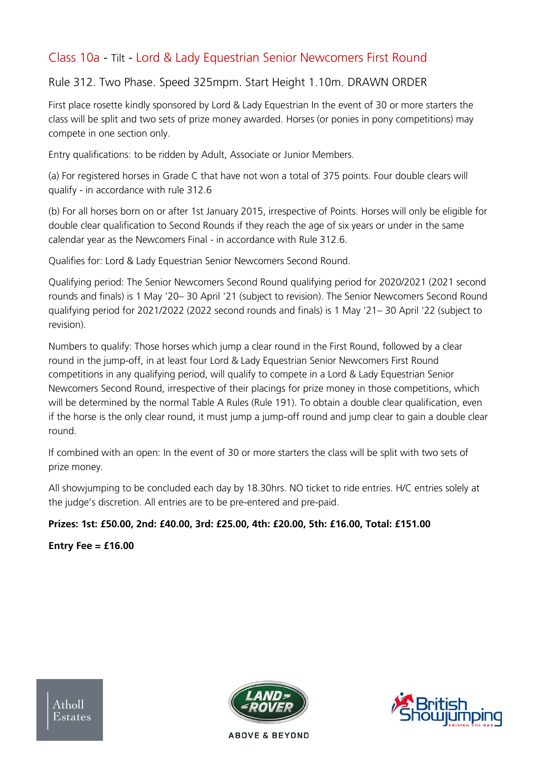## Class 10a - Tilt - Lord & Lady Equestrian Senior Newcomers First Round

### Rule 312. Two Phase. Speed 325mpm. Start Height 1.10m. DRAWN ORDER

First place rosette kindly sponsored by Lord & Lady Equestrian In the event of 30 or more starters the class will be split and two sets of prize money awarded. Horses (or ponies in pony competitions) may compete in one section only.

Entry qualifications: to be ridden by Adult, Associate or Junior Members.

(a) For registered horses in Grade C that have not won a total of 375 points. Four double clears will qualify - in accordance with rule 312.6

(b) For all horses born on or after 1st January 2015, irrespective of Points. Horses will only be eligible for double clear qualification to Second Rounds if they reach the age of six years or under in the same calendar year as the Newcomers Final - in accordance with Rule 312.6.

Qualifies for: Lord & Lady Equestrian Senior Newcomers Second Round.

Qualifying period: The Senior Newcomers Second Round qualifying period for 2020/2021 (2021 second rounds and finals) is 1 May '20– 30 April '21 (subject to revision). The Senior Newcomers Second Round qualifying period for 2021/2022 (2022 second rounds and finals) is 1 May '21– 30 April '22 (subject to revision).

Numbers to qualify: Those horses which jump a clear round in the First Round, followed by a clear round in the jump-off, in at least four Lord & Lady Equestrian Senior Newcomers First Round competitions in any qualifying period, will qualify to compete in a Lord & Lady Equestrian Senior Newcomers Second Round, irrespective of their placings for prize money in those competitions, which will be determined by the normal Table A Rules (Rule 191). To obtain a double clear qualification, even if the horse is the only clear round, it must jump a jump-off round and jump clear to gain a double clear round.

If combined with an open: In the event of 30 or more starters the class will be split with two sets of prize money.

All showjumping to be concluded each day by 18.30hrs. NO ticket to ride entries. H/C entries solely at the judge's discretion. All entries are to be pre-entered and pre-paid.

**Prizes: 1st: £50.00, 2nd: £40.00, 3rd: £25.00, 4th: £20.00, 5th: £16.00, Total: £151.00**

**Entry Fee = £16.00**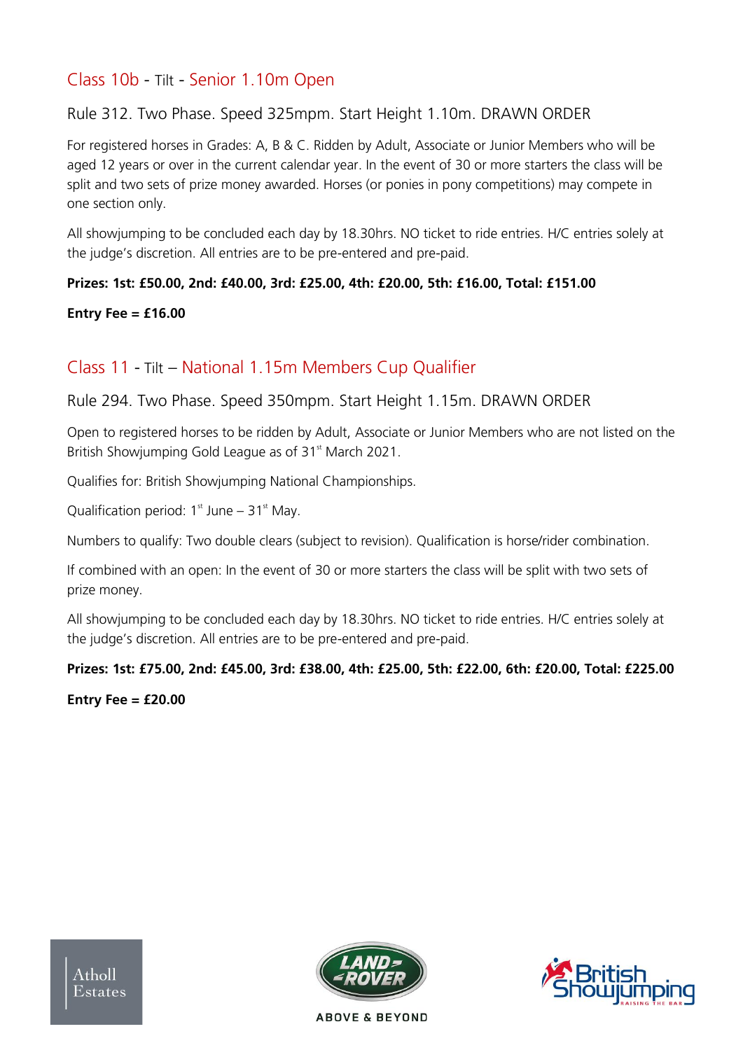## Class 10b - Tilt - Senior 1.10m Open

### Rule 312. Two Phase. Speed 325mpm. Start Height 1.10m. DRAWN ORDER

For registered horses in Grades: A, B & C. Ridden by Adult, Associate or Junior Members who will be aged 12 years or over in the current calendar year. In the event of 30 or more starters the class will be split and two sets of prize money awarded. Horses (or ponies in pony competitions) may compete in one section only.

All showjumping to be concluded each day by 18.30hrs. NO ticket to ride entries. H/C entries solely at the judge's discretion. All entries are to be pre-entered and pre-paid.

**Prizes: 1st: £50.00, 2nd: £40.00, 3rd: £25.00, 4th: £20.00, 5th: £16.00, Total: £151.00**

**Entry Fee = £16.00**

## Class 11 - Tilt – National 1.15m Members Cup Qualifier

### Rule 294. Two Phase. Speed 350mpm. Start Height 1.15m. DRAWN ORDER

Open to registered horses to be ridden by Adult, Associate or Junior Members who are not listed on the British Showjumping Gold League as of 31st March 2021.

Qualifies for: British Showjumping National Championships.

Qualification period: 1st June – 31st May.

Numbers to qualify: Two double clears (subject to revision). Qualification is horse/rider combination.

If combined with an open: In the event of 30 or more starters the class will be split with two sets of prize money.

All showjumping to be concluded each day by 18.30hrs. NO ticket to ride entries. H/C entries solely at the judge's discretion. All entries are to be pre-entered and pre-paid.

**Prizes: 1st: £75.00, 2nd: £45.00, 3rd: £38.00, 4th: £25.00, 5th: £22.00, 6th: £20.00, Total: £225.00**

**Entry Fee = £20.00**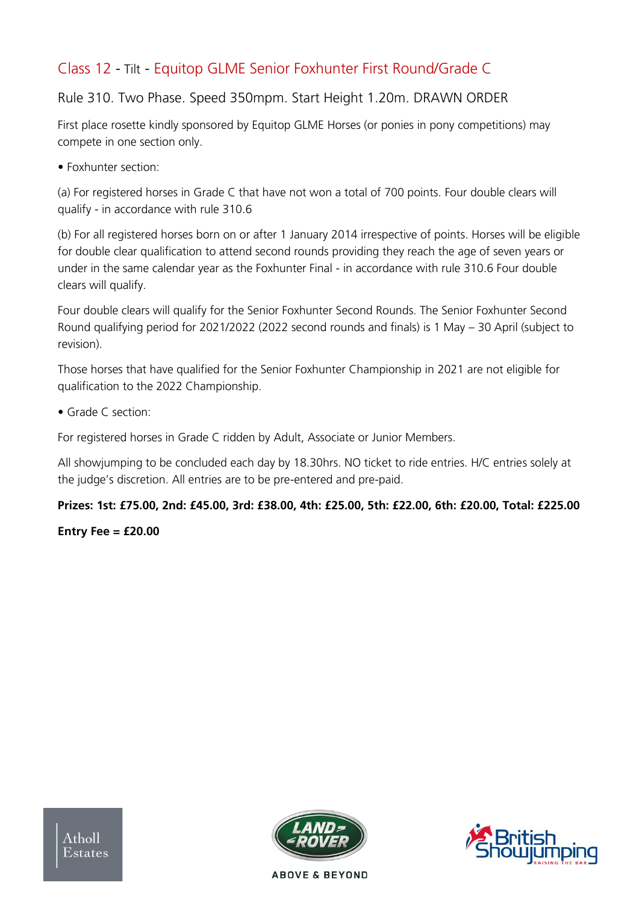## Class 12 - Tilt - Equitop GLME Senior Foxhunter First Round/Grade C

Rule 310. Two Phase. Speed 350mpm. Start Height 1.20m. DRAWN ORDER

First place rosette kindly sponsored by Equitop GLME Horses (or ponies in pony competitions) may compete in one section only.

- Foxhunter section:

(a) For registered horses in Grade C that have not won a total of 700 points. Four double clears will qualify - in accordance with rule 310.6

(b) For all registered horses born on or after 1 January 2014 irrespective of points. Horses will be eligible for double clear qualification to attend second rounds providing they reach the age of seven years or under in the same calendar year as the Foxhunter Final - in accordance with rule 310.6 Four double clears will qualify.

Four double clears will qualify for the Senior Foxhunter Second Rounds. The Senior Foxhunter Second Round qualifying period for 2021/2022 (2022 second rounds and finals) is 1 May – 30 April (subject to revision).

Those horses that have qualified for the Senior Foxhunter Championship in 2021 are not eligible for qualification to the 2022 Championship.

- Grade C section:

For registered horses in Grade C ridden by Adult, Associate or Junior Members.

All showjumping to be concluded each day by 18.30hrs. NO ticket to ride entries. H/C entries solely at the judge's discretion. All entries are to be pre-entered and pre-paid.

**Prizes: 1st: £75.00, 2nd: £45.00, 3rd: £38.00, 4th: £25.00, 5th: £22.00, 6th: £20.00, Total: £225.00**

**Entry Fee = £20.00**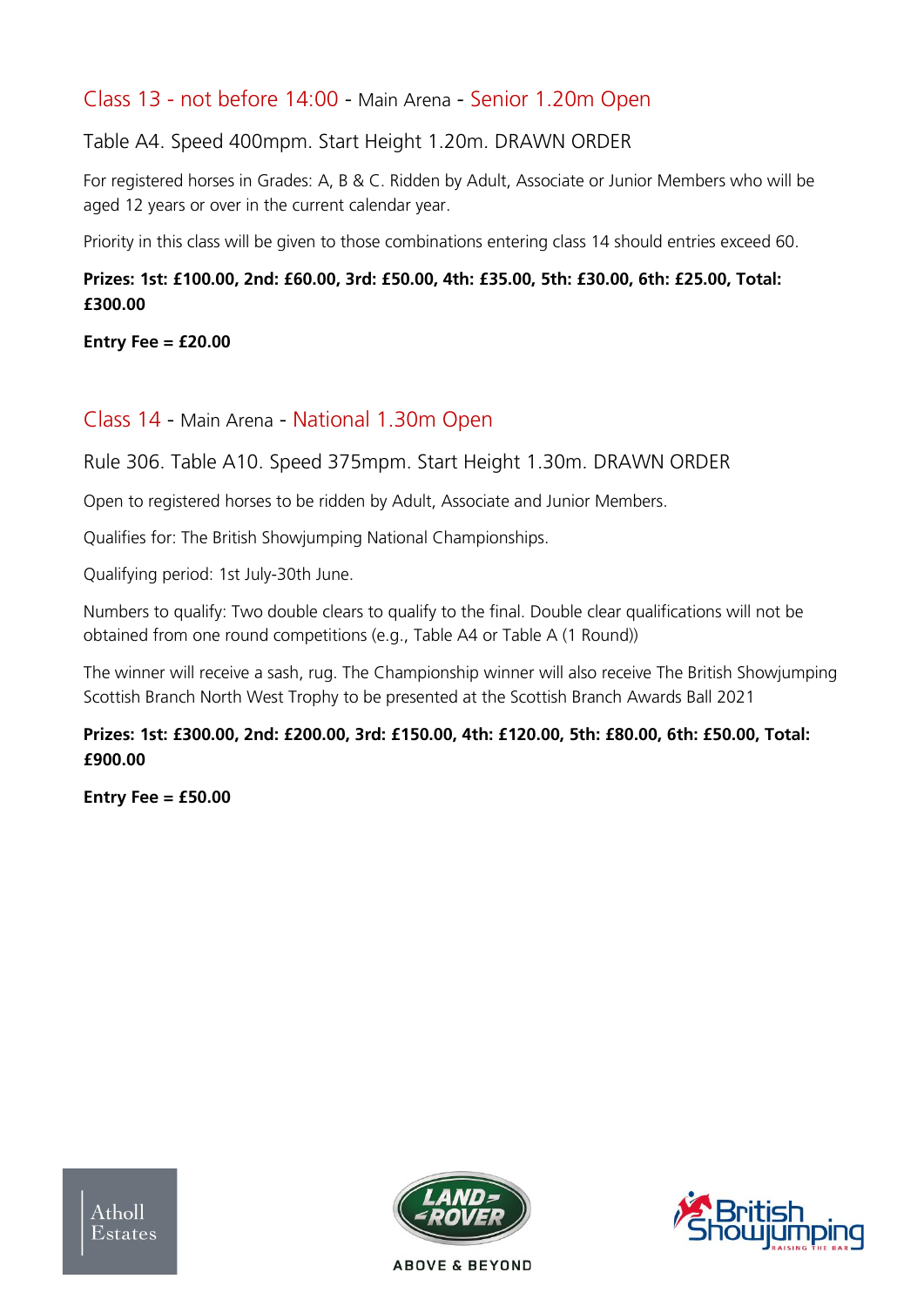## Class 13 - not before 14:00 - Main Arena - Senior 1.20m Open

Table A4. Speed 400mpm. Start Height 1.20m. DRAWN ORDER

For registered horses in Grades: A, B & C. Ridden by Adult, Associate or Junior Members who will be aged 12 years or over in the current calendar year.

Priority in this class will be given to those combinations entering class 14 should entries exceed 60.

**Prizes: 1st: £100.00, 2nd: £60.00, 3rd: £50.00, 4th: £35.00, 5th: £30.00, 6th: £25.00, Total: £300.00**

**Entry Fee = £20.00**

## Class 14 - Main Arena - National 1.30m Open

Rule 306. Table A10. Speed 375mpm. Start Height 1.30m. DRAWN ORDER

Open to registered horses to be ridden by Adult, Associate and Junior Members.

Qualifies for: The British Showjumping National Championships.

Qualifying period: 1st July-30th June.

Numbers to qualify: Two double clears to qualify to the final. Double clear qualifications will not be obtained from one round competitions (e.g., Table A4 or Table A (1 Round))

The winner will receive a sash, rug. The Championship winner will also receive The British Showjumping Scottish Branch North West Trophy to be presented at the Scottish Branch Awards Ball 2021

**Prizes: 1st: £300.00, 2nd: £200.00, 3rd: £150.00, 4th: £120.00, 5th: £80.00, 6th: £50.00, Total: £900.00**

**Entry Fee = £50.00**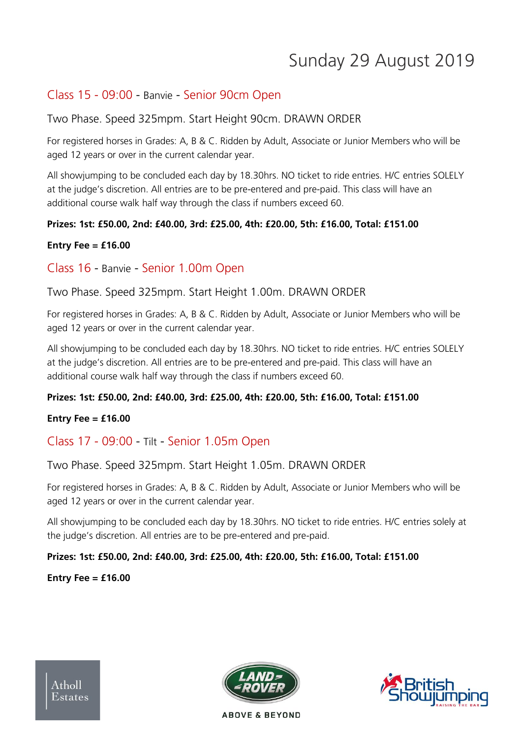# Sunday 29 August 2019

## Class 15 - 09:00 - Banvie - Senior 90cm Open

Two Phase. Speed 325mpm. Start Height 90cm. DRAWN ORDER

For registered horses in Grades: A, B & C. Ridden by Adult, Associate or Junior Members who will be aged 12 years or over in the current calendar year.

All showjumping to be concluded each day by 18.30hrs. NO ticket to ride entries. H/C entries SOLELY at the judge's discretion. All entries are to be pre-entered and pre-paid. This class will have an additional course walk half way through the class if numbers exceed 60.

**Prizes: 1st: £50.00, 2nd: £40.00, 3rd: £25.00, 4th: £20.00, 5th: £16.00, Total: £151.00**

**Entry Fee = £16.00**

## Class 16 - Banvie - Senior 1.00m Open

Two Phase. Speed 325mpm. Start Height 1.00m. DRAWN ORDER

For registered horses in Grades: A, B & C. Ridden by Adult, Associate or Junior Members who will be aged 12 years or over in the current calendar year.

All showjumping to be concluded each day by 18.30hrs. NO ticket to ride entries. H/C entries SOLELY at the judge's discretion. All entries are to be pre-entered and pre-paid. This class will have an additional course walk half way through the class if numbers exceed 60.

**Prizes: 1st: £50.00, 2nd: £40.00, 3rd: £25.00, 4th: £20.00, 5th: £16.00, Total: £151.00**

**Entry Fee = £16.00**

## Class 17 - 09:00 - Tilt - Senior 1.05m Open

Two Phase. Speed 325mpm. Start Height 1.05m. DRAWN ORDER

For registered horses in Grades: A, B & C. Ridden by Adult, Associate or Junior Members who will be aged 12 years or over in the current calendar year.

All showjumping to be concluded each day by 18.30hrs. NO ticket to ride entries. H/C entries solely at the judge's discretion. All entries are to be pre-entered and pre-paid.

**Prizes: 1st: £50.00, 2nd: £40.00, 3rd: £25.00, 4th: £20.00, 5th: £16.00, Total: £151.00**

**Entry Fee = £16.00**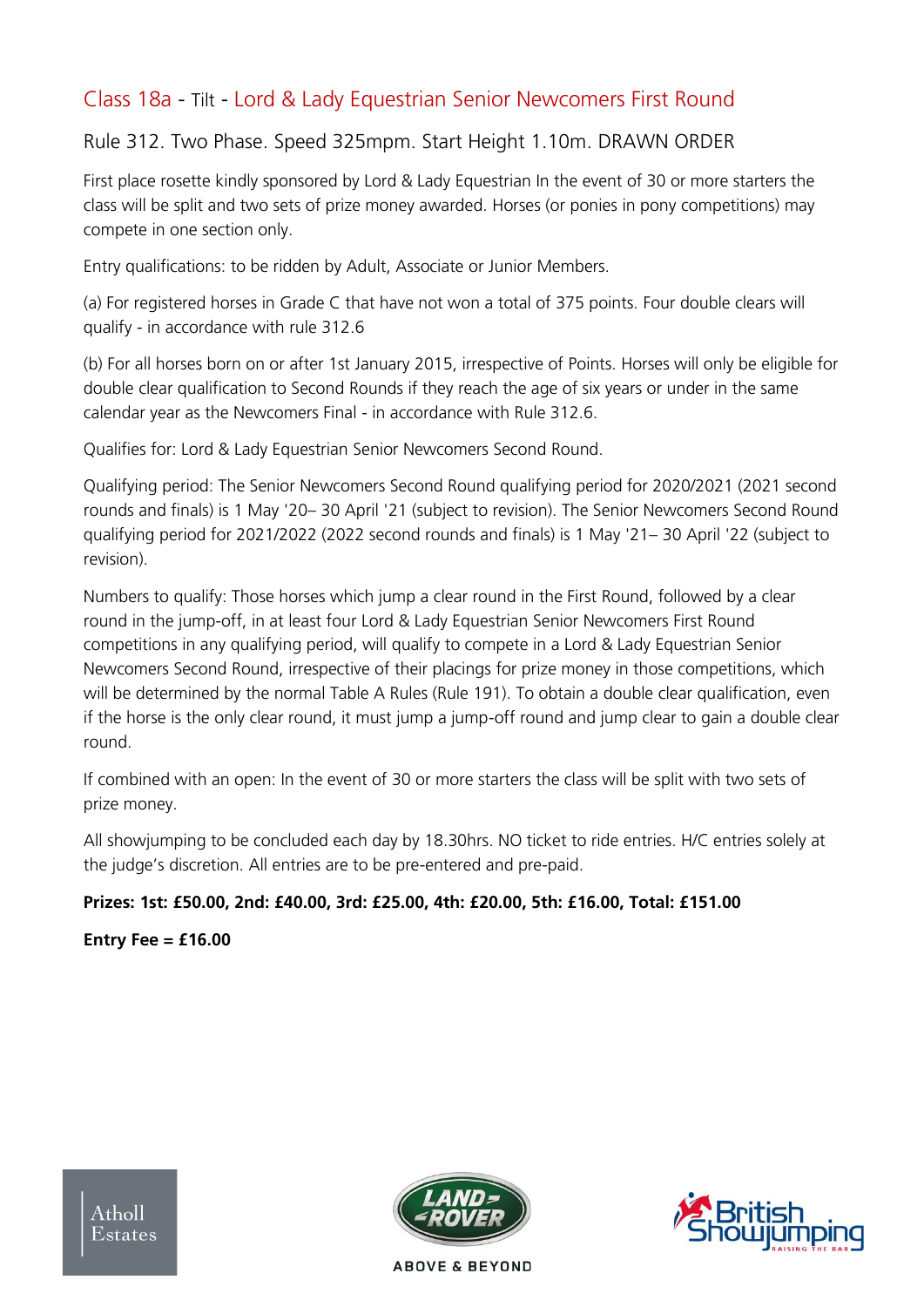## Class 18a - Tilt - Lord & Lady Equestrian Senior Newcomers First Round

### Rule 312. Two Phase. Speed 325mpm. Start Height 1.10m. DRAWN ORDER

First place rosette kindly sponsored by Lord & Lady Equestrian In the event of 30 or more starters the class will be split and two sets of prize money awarded. Horses (or ponies in pony competitions) may compete in one section only.

Entry qualifications: to be ridden by Adult, Associate or Junior Members.

(a) For registered horses in Grade C that have not won a total of 375 points. Four double clears will qualify - in accordance with rule 312.6

(b) For all horses born on or after 1st January 2015, irrespective of Points. Horses will only be eligible for double clear qualification to Second Rounds if they reach the age of six years or under in the same calendar year as the Newcomers Final - in accordance with Rule 312.6.

Qualifies for: Lord & Lady Equestrian Senior Newcomers Second Round.

Qualifying period: The Senior Newcomers Second Round qualifying period for 2020/2021 (2021 second rounds and finals) is 1 May '20– 30 April '21 (subject to revision). The Senior Newcomers Second Round qualifying period for 2021/2022 (2022 second rounds and finals) is 1 May '21– 30 April '22 (subject to revision).

Numbers to qualify: Those horses which jump a clear round in the First Round, followed by a clear round in the jump-off, in at least four Lord & Lady Equestrian Senior Newcomers First Round competitions in any qualifying period, will qualify to compete in a Lord & Lady Equestrian Senior Newcomers Second Round, irrespective of their placings for prize money in those competitions, which will be determined by the normal Table A Rules (Rule 191). To obtain a double clear qualification, even if the horse is the only clear round, it must jump a jump-off round and jump clear to gain a double clear round.

If combined with an open: In the event of 30 or more starters the class will be split with two sets of prize money.

All showjumping to be concluded each day by 18.30hrs. NO ticket to ride entries. H/C entries solely at the judge's discretion. All entries are to be pre-entered and pre-paid.

**Prizes: 1st: £50.00, 2nd: £40.00, 3rd: £25.00, 4th: £20.00, 5th: £16.00, Total: £151.00**

**Entry Fee = £16.00**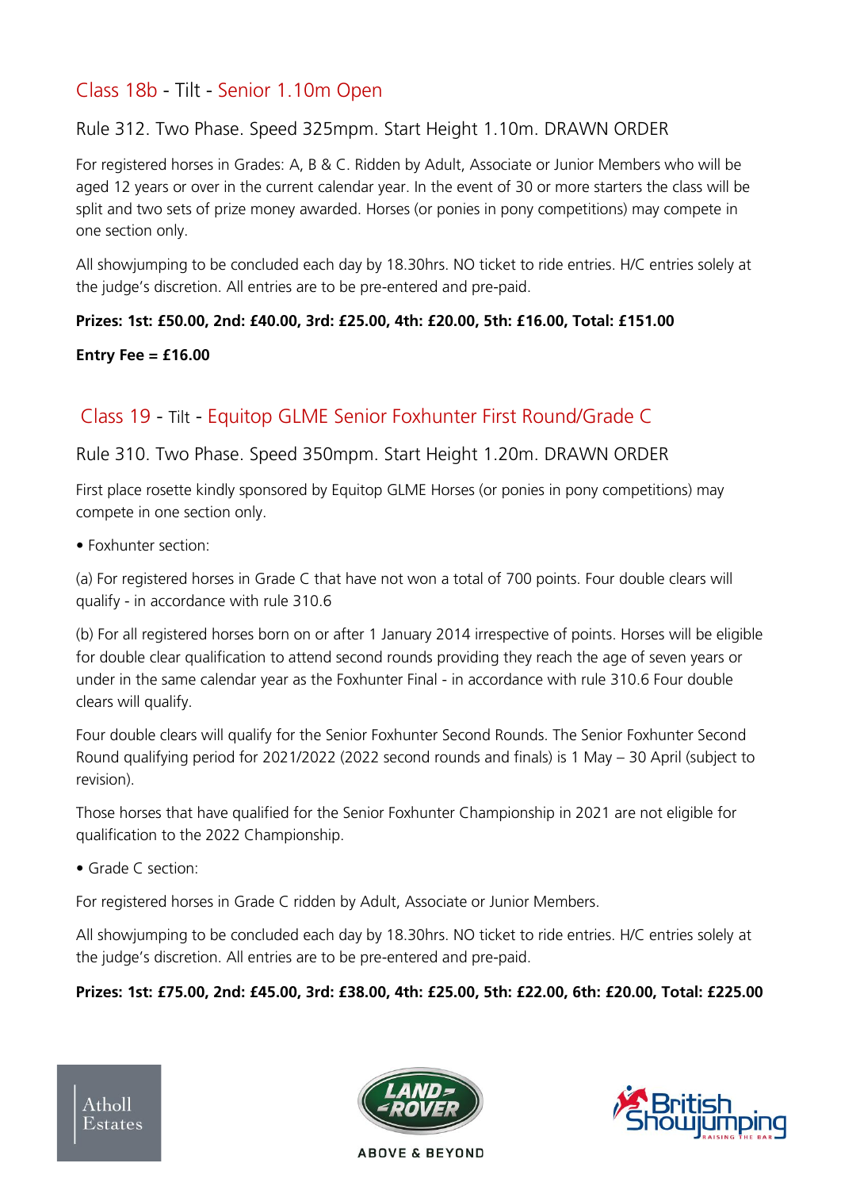## Class 18b - Tilt - Senior 1.10m Open

Rule 312. Two Phase. Speed 325mpm. Start Height 1.10m. DRAWN ORDER

For registered horses in Grades: A, B & C. Ridden by Adult, Associate or Junior Members who will be aged 12 years or over in the current calendar year. In the event of 30 or more starters the class will be split and two sets of prize money awarded. Horses (or ponies in pony competitions) may compete in one section only.

All showjumping to be concluded each day by 18.30hrs. NO ticket to ride entries. H/C entries solely at the judge's discretion. All entries are to be pre-entered and pre-paid.

**Prizes: 1st: £50.00, 2nd: £40.00, 3rd: £25.00, 4th: £20.00, 5th: £16.00, Total: £151.00**

**Entry Fee = £16.00**

## Class 19 - Tilt - Equitop GLME Senior Foxhunter First Round/Grade C

Rule 310. Two Phase. Speed 350mpm. Start Height 1.20m. DRAWN ORDER

First place rosette kindly sponsored by Equitop GLME Horses (or ponies in pony competitions) may compete in one section only.

- Foxhunter section:

(a) For registered horses in Grade C that have not won a total of 700 points. Four double clears will qualify - in accordance with rule 310.6

(b) For all registered horses born on or after 1 January 2014 irrespective of points. Horses will be eligible for double clear qualification to attend second rounds providing they reach the age of seven years or under in the same calendar year as the Foxhunter Final - in accordance with rule 310.6 Four double clears will qualify.

Four double clears will qualify for the Senior Foxhunter Second Rounds. The Senior Foxhunter Second Round qualifying period for 2021/2022 (2022 second rounds and finals) is 1 May – 30 April (subject to revision).

Those horses that have qualified for the Senior Foxhunter Championship in 2021 are not eligible for qualification to the 2022 Championship.

- Grade C section:

For registered horses in Grade C ridden by Adult, Associate or Junior Members.

All showjumping to be concluded each day by 18.30hrs. NO ticket to ride entries. H/C entries solely at the judge's discretion. All entries are to be pre-entered and pre-paid.

**Prizes: 1st: £75.00, 2nd: £45.00, 3rd: £38.00, 4th: £25.00, 5th: £22.00, 6th: £20.00, Total: £225.00**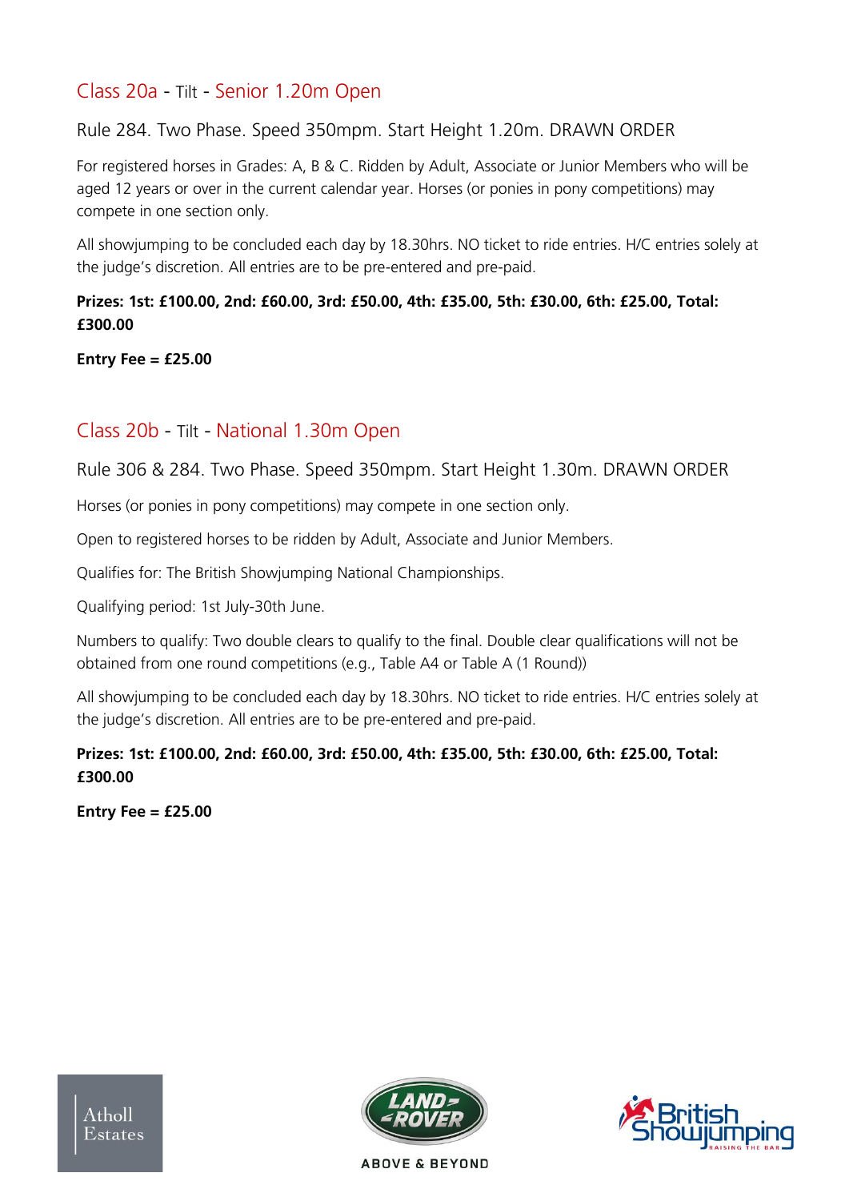## Class 20a - Tilt - Senior 1.20m Open

Rule 284. Two Phase. Speed 350mpm. Start Height 1.20m. DRAWN ORDER

For registered horses in Grades: A, B & C. Ridden by Adult, Associate or Junior Members who will be aged 12 years or over in the current calendar year. Horses (or ponies in pony competitions) may compete in one section only.

All showjumping to be concluded each day by 18.30hrs. NO ticket to ride entries. H/C entries solely at the judge's discretion. All entries are to be pre-entered and pre-paid.

**Prizes: 1st: £100.00, 2nd: £60.00, 3rd: £50.00, 4th: £35.00, 5th: £30.00, 6th: £25.00, Total: £300.00**

**Entry Fee = £25.00**

## Class 20b - Tilt - National 1.30m Open

Rule 306 & 284. Two Phase. Speed 350mpm. Start Height 1.30m. DRAWN ORDER

Horses (or ponies in pony competitions) may compete in one section only.

Open to registered horses to be ridden by Adult, Associate and Junior Members.

Qualifies for: The British Showjumping National Championships.

Qualifying period: 1st July-30th June.

Numbers to qualify: Two double clears to qualify to the final. Double clear qualifications will not be obtained from one round competitions (e.g., Table A4 or Table A (1 Round))

All showjumping to be concluded each day by 18.30hrs. NO ticket to ride entries. H/C entries solely at the judge's discretion. All entries are to be pre-entered and pre-paid.

**Prizes: 1st: £100.00, 2nd: £60.00, 3rd: £50.00, 4th: £35.00, 5th: £30.00, 6th: £25.00, Total: £300.00**

**Entry Fee = £25.00**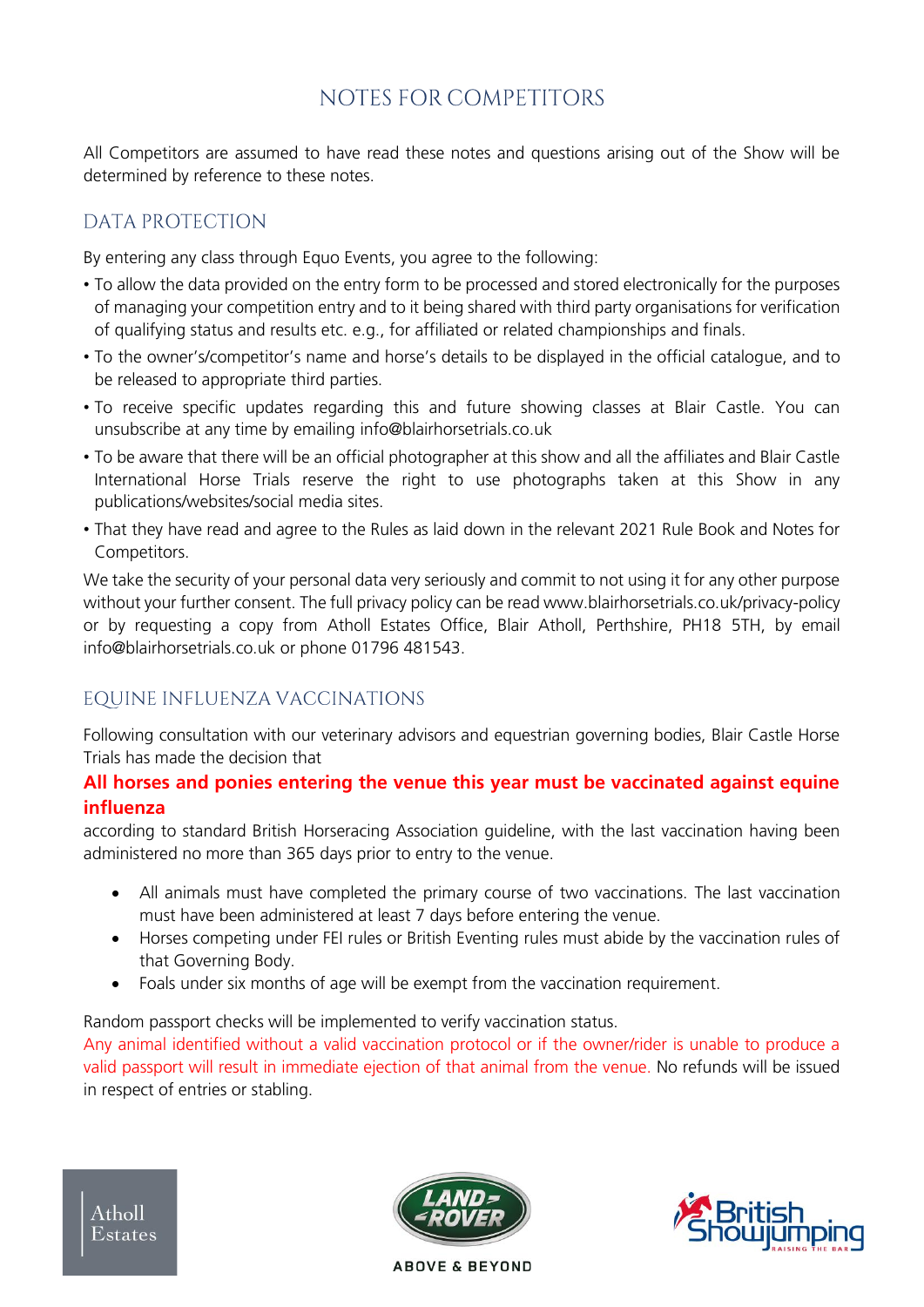# NOTES FOR COMPETITORS

All Competitors are assumed to have read these notes and questions arising out of the Show will be determined by reference to these notes.

## DATA PROTECTION

By entering any class through Equo Events, you agree to the following:

- To allow the data provided on the entry form to be processed and stored electronically for the purposes of managing your competition entry and to it being shared with third party organisations for verification of qualifying status and results etc. e.g., for affiliated or related championships and finals.
- To the owner's/competitor's name and horse's details to be displayed in the official catalogue, and to be released to appropriate third parties.
- To receive specific updates regarding this and future showing classes at Blair Castle. You can unsubscribe at any time by emailing info@blairhorsetrials.co.uk
- To be aware that there will be an official photographer at this show and all the affiliates and Blair Castle International Horse Trials reserve the right to use photographs taken at this Show in any publications/websites/social media sites.
- That they have read and agree to the Rules as laid down in the relevant 2021 Rule Book and Notes for Competitors.

We take the security of your personal data very seriously and commit to not using it for any other purpose without your further consent. The full privacy policy can be read www.blairhorsetrials.co.uk/privacy-policy or by requesting a copy from Atholl Estates Office, Blair Atholl, Perthshire, PH18 5TH, by email info@blairhorsetrials.co.uk or phone 01796 481543.

## EQUINE INFLUENZA VACCINATIONS

Following consultation with our veterinary advisors and equestrian governing bodies, Blair Castle Horse Trials has made the decision that

**All horses and ponies entering the venue this year must be vaccinated against equine influenza**

according to standard British Horseracing Association guideline, with the last vaccination having been administered no more than 365 days prior to entry to the venue.

- All animals must have completed the primary course of two vaccinations. The last vaccination must have been administered at least 7 days before entering the venue.
- Horses competing under FEI rules or British Eventing rules must abide by the vaccination rules of that Governing Body.
- Foals under six months of age will be exempt from the vaccination requirement.

Random passport checks will be implemented to verify vaccination status.

Any animal identified without a valid vaccination protocol or if the owner/rider is unable to produce a valid passport will result in immediate ejection of that animal from the venue. No refunds will be issued in respect of entries or stabling.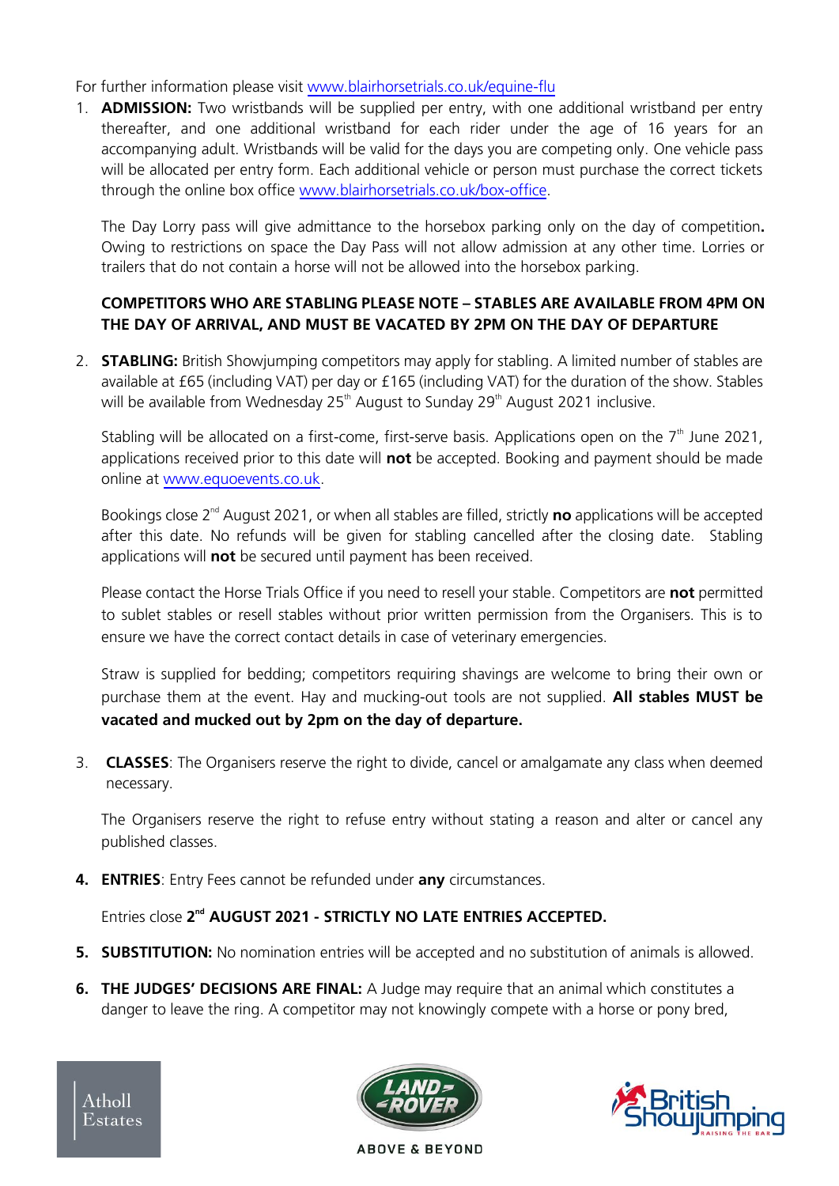For further information please visit [www.blairhorsetrials.co.uk/equine-flu](http://www.blairhorsetrials.co.uk/equine-flu)

1. **ADMISSION:** Two wristbands will be supplied per entry, with one additional wristband per entry thereafter, and one additional wristband for each rider under the age of 16 years for an accompanying adult. Wristbands will be valid for the days you are competing only. One vehicle pass will be allocated per entry form. Each additional vehicle or person must purchase the correct tickets through the online box office [www.blairhorsetrials.co.uk/box-office](http://www.blairhorsetrials.co.uk/box-office).

   The Day Lorry pass will give admittance to the horsebox parking only on the day of competition**.** Owing to restrictions on space the Day Pass will not allow admission at any other time. Lorries or trailers that do not contain a horse will not be allowed into the horsebox parking.

   **COMPETITORS WHO ARE STABLING PLEASE NOTE – STABLES ARE AVAILABLE FROM 4PM ON THE DAY OF ARRIVAL, AND MUST BE VACATED BY 2PM ON THE DAY OF DEPARTURE**

2. **STABLING:** British Showjumping competitors may apply for stabling. A limited number of stables are available at £65 (including VAT) per day or £165 (including VAT) for the duration of the show. Stables will be available from Wednesday 25th August to Sunday 29th August 2021 inclusive.

   Stabling will be allocated on a first-come, first-serve basis. Applications open on the 7th June 2021, applications received prior to this date will **not** be accepted. Booking and payment should be made online at [www.equoevents.co.uk](http://www.equoevents.co.uk).

   Bookings close 2nd August 2021, or when all stables are filled, strictly **no** applications will be accepted after this date. No refunds will be given for stabling cancelled after the closing date. Stabling applications will **not** be secured until payment has been received.

   Please contact the Horse Trials Office if you need to resell your stable. Competitors are **not** permitted to sublet stables or resell stables without prior written permission from the Organisers. This is to ensure we have the correct contact details in case of veterinary emergencies.

   Straw is supplied for bedding; competitors requiring shavings are welcome to bring their own or purchase them at the event. Hay and mucking-out tools are not supplied. **All stables MUST be vacated and mucked out by 2pm on the day of departure.**

3. **CLASSES**: The Organisers reserve the right to divide, cancel or amalgamate any class when deemed necessary.

   The Organisers reserve the right to refuse entry without stating a reason and alter or cancel any published classes.

4. **ENTRIES**: Entry Fees cannot be refunded under **any** circumstances.

   Entries close **2nd AUGUST 2021 - STRICTLY NO LATE ENTRIES ACCEPTED.**

5. **SUBSTITUTION:** No nomination entries will be accepted and no substitution of animals is allowed.

6. **THE JUDGES' DECISIONS ARE FINAL:** A Judge may require that an animal which constitutes a danger to leave the ring. A competitor may not knowingly compete with a horse or pony bred,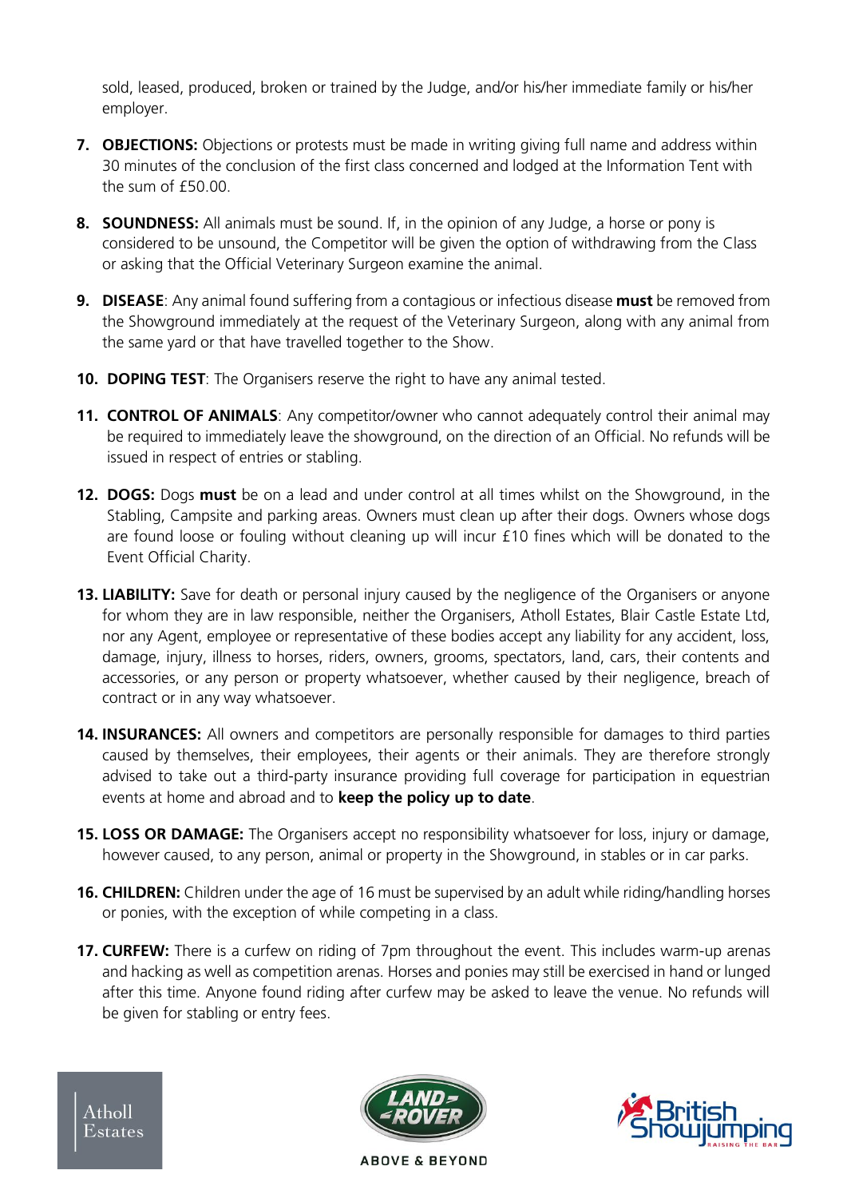sold, leased, produced, broken or trained by the Judge, and/or his/her immediate family or his/her employer.

7. **OBJECTIONS:** Objections or protests must be made in writing giving full name and address within 30 minutes of the conclusion of the first class concerned and lodged at the Information Tent with the sum of £50.00.

8. **SOUNDNESS:** All animals must be sound. If, in the opinion of any Judge, a horse or pony is considered to be unsound, the Competitor will be given the option of withdrawing from the Class or asking that the Official Veterinary Surgeon examine the animal.

9. **DISEASE**: Any animal found suffering from a contagious or infectious disease **must** be removed from the Showground immediately at the request of the Veterinary Surgeon, along with any animal from the same yard or that have travelled together to the Show.

10. **DOPING TEST**: The Organisers reserve the right to have any animal tested.

11. **CONTROL OF ANIMALS**: Any competitor/owner who cannot adequately control their animal may be required to immediately leave the showground, on the direction of an Official. No refunds will be issued in respect of entries or stabling.

12. **DOGS:** Dogs **must** be on a lead and under control at all times whilst on the Showground, in the Stabling, Campsite and parking areas. Owners must clean up after their dogs. Owners whose dogs are found loose or fouling without cleaning up will incur £10 fines which will be donated to the Event Official Charity.

13. **LIABILITY:** Save for death or personal injury caused by the negligence of the Organisers or anyone for whom they are in law responsible, neither the Organisers, Atholl Estates, Blair Castle Estate Ltd, nor any Agent, employee or representative of these bodies accept any liability for any accident, loss, damage, injury, illness to horses, riders, owners, grooms, spectators, land, cars, their contents and accessories, or any person or property whatsoever, whether caused by their negligence, breach of contract or in any way whatsoever.

14. **INSURANCES:** All owners and competitors are personally responsible for damages to third parties caused by themselves, their employees, their agents or their animals. They are therefore strongly advised to take out a third-party insurance providing full coverage for participation in equestrian events at home and abroad and to **keep the policy up to date**.

15. **LOSS OR DAMAGE:** The Organisers accept no responsibility whatsoever for loss, injury or damage, however caused, to any person, animal or property in the Showground, in stables or in car parks.

16. **CHILDREN:** Children under the age of 16 must be supervised by an adult while riding/handling horses or ponies, with the exception of while competing in a class.

17. **CURFEW:** There is a curfew on riding of 7pm throughout the event. This includes warm-up arenas and hacking as well as competition arenas. Horses and ponies may still be exercised in hand or lunged after this time. Anyone found riding after curfew may be asked to leave the venue. No refunds will be given for stabling or entry fees.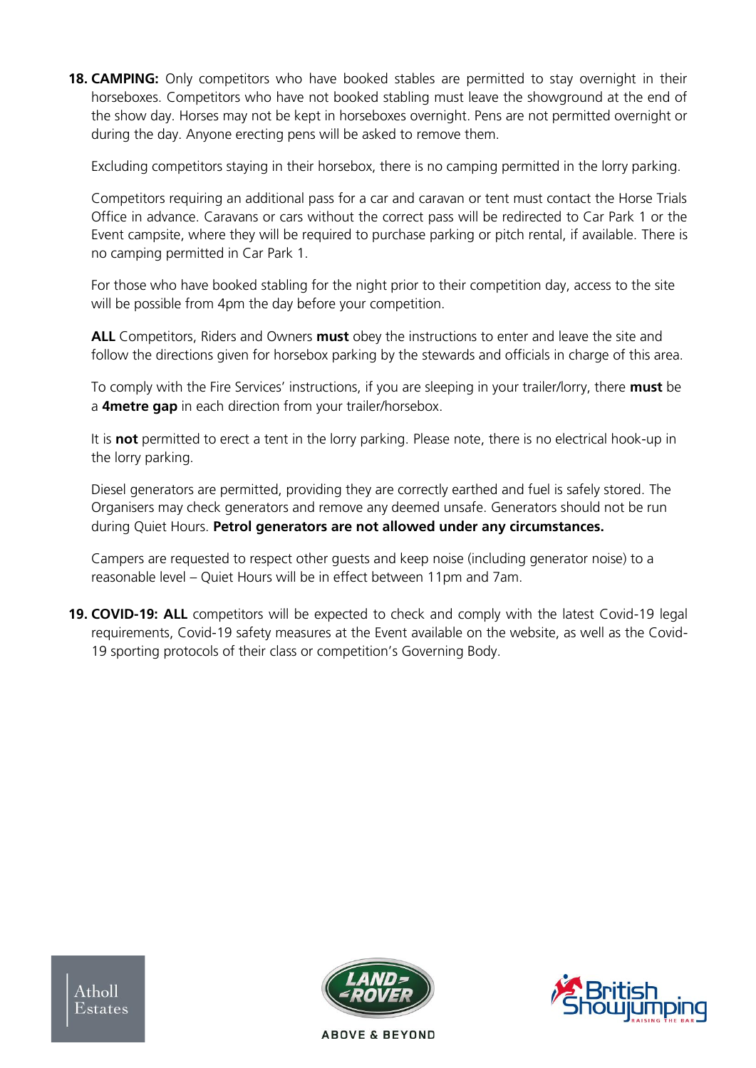**18. CAMPING:** Only competitors who have booked stables are permitted to stay overnight in their horseboxes. Competitors who have not booked stabling must leave the showground at the end of the show day. Horses may not be kept in horseboxes overnight. Pens are not permitted overnight or during the day. Anyone erecting pens will be asked to remove them.

Excluding competitors staying in their horsebox, there is no camping permitted in the lorry parking.

Competitors requiring an additional pass for a car and caravan or tent must contact the Horse Trials Office in advance. Caravans or cars without the correct pass will be redirected to Car Park 1 or the Event campsite, where they will be required to purchase parking or pitch rental, if available. There is no camping permitted in Car Park 1.

For those who have booked stabling for the night prior to their competition day, access to the site will be possible from 4pm the day before your competition.

**ALL** Competitors, Riders and Owners **must** obey the instructions to enter and leave the site and follow the directions given for horsebox parking by the stewards and officials in charge of this area.

To comply with the Fire Services' instructions, if you are sleeping in your trailer/lorry, there **must** be a **4metre gap** in each direction from your trailer/horsebox.

It is **not** permitted to erect a tent in the lorry parking. Please note, there is no electrical hook-up in the lorry parking.

Diesel generators are permitted, providing they are correctly earthed and fuel is safely stored. The Organisers may check generators and remove any deemed unsafe. Generators should not be run during Quiet Hours. **Petrol generators are not allowed under any circumstances.**

Campers are requested to respect other guests and keep noise (including generator noise) to a reasonable level – Quiet Hours will be in effect between 11pm and 7am.

**19. COVID-19: ALL** competitors will be expected to check and comply with the latest Covid-19 legal requirements, Covid-19 safety measures at the Event available on the website, as well as the Covid-19 sporting protocols of their class or competition's Governing Body.

Atholl Estates

LAND ROVER
ABOVE & BEYOND

British Showjumping
RAISING THE BAR